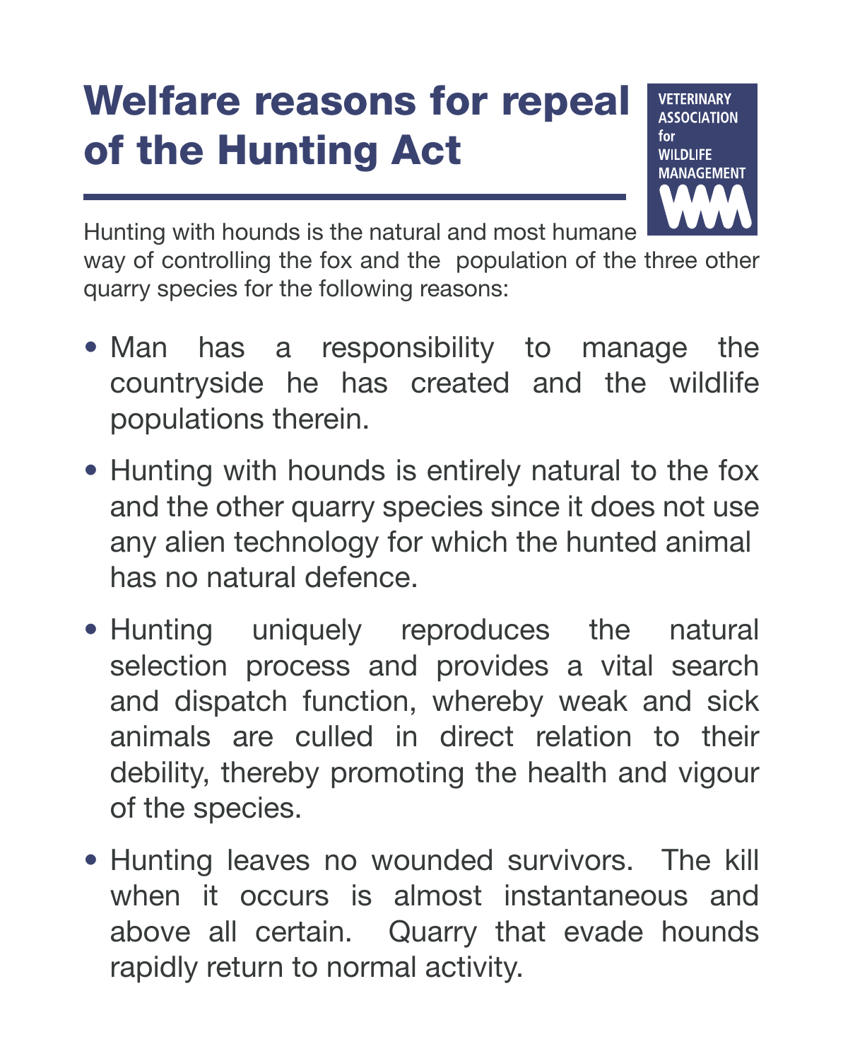# Welfare reasons for repeal of the Hunting Act

VETERINARY ASSOCIATION for WILDLIFE MANAGEMENT

Hunting with hounds is the natural and most humane way of controlling the fox and the population of the three other quarry species for the following reasons:

- Man has a responsibility to manage the countryside he has created and the wildlife populations therein.
- Hunting with hounds is entirely natural to the fox and the other quarry species since it does not use any alien technology for which the hunted animal has no natural defence.
- Hunting uniquely reproduces the natural selection process and provides a vital search and dispatch function, whereby weak and sick animals are culled in direct relation to their debility, thereby promoting the health and vigour of the species.
- Hunting leaves no wounded survivors. The kill when it occurs is almost instantaneous and above all certain. Quarry that evade hounds rapidly return to normal activity.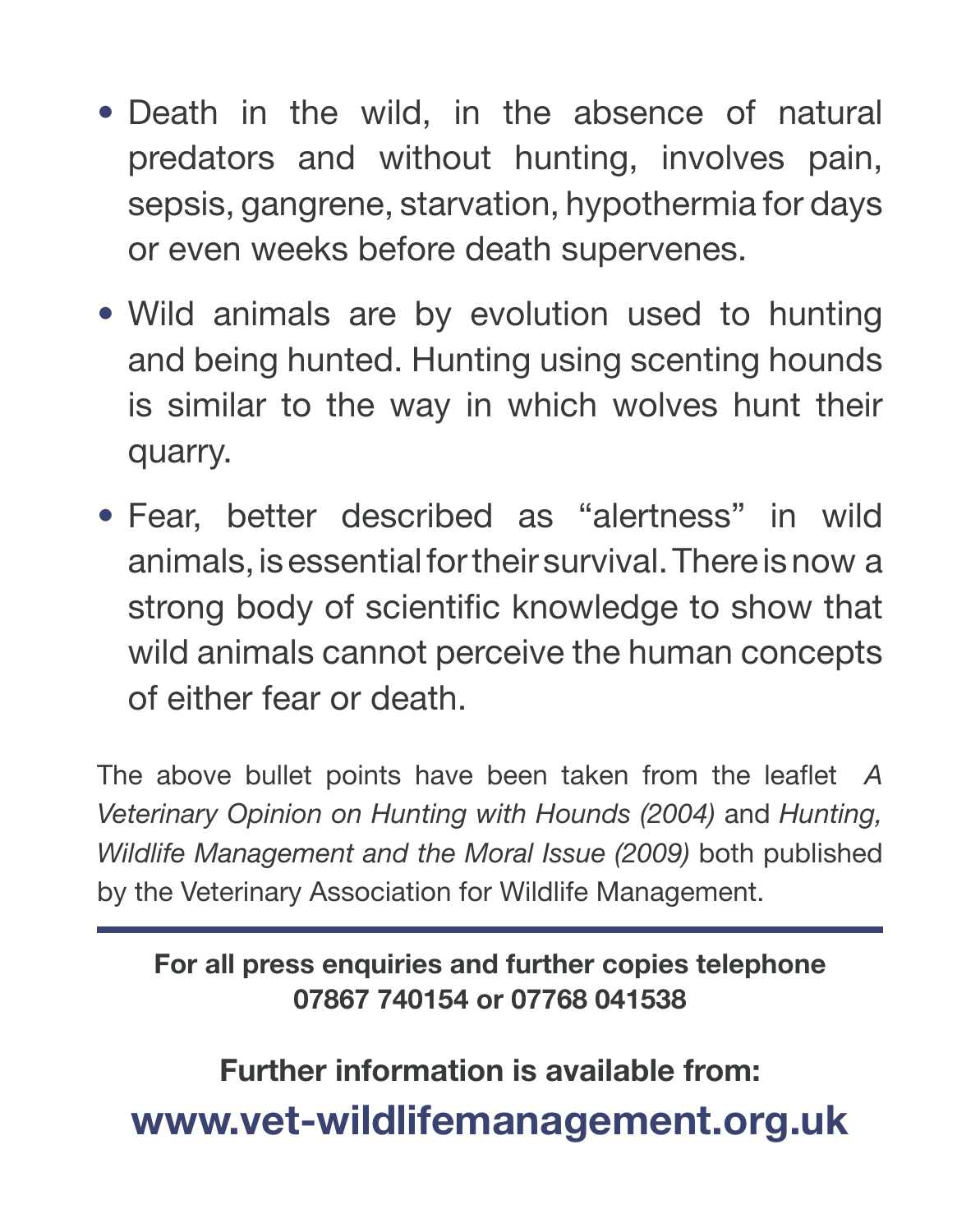- Death in the wild, in the absence of natural predators and without hunting, involves pain, sepsis, gangrene, starvation, hypothermia for days or even weeks before death supervenes.
- Wild animals are by evolution used to hunting and being hunted. Hunting using scenting hounds is similar to the way in which wolves hunt their quarry.
- Fear, better described as "alertness" in wild animals, is essential for their survival. There is now a strong body of scientific knowledge to show that wild animals cannot perceive the human concepts of either fear or death.

The above bullet points have been taken from the leaflet *A Veterinary Opinion on Hunting with Hounds (2004)* and *Hunting, Wildlife Management and the Moral Issue (2009)* both published by the Veterinary Association for Wildlife Management.

---

**For all press enquiries and further copies telephone 07867 740154 or 07768 041538**

**Further information is available from:**

**www.vet-wildlifemanagement.org.uk**